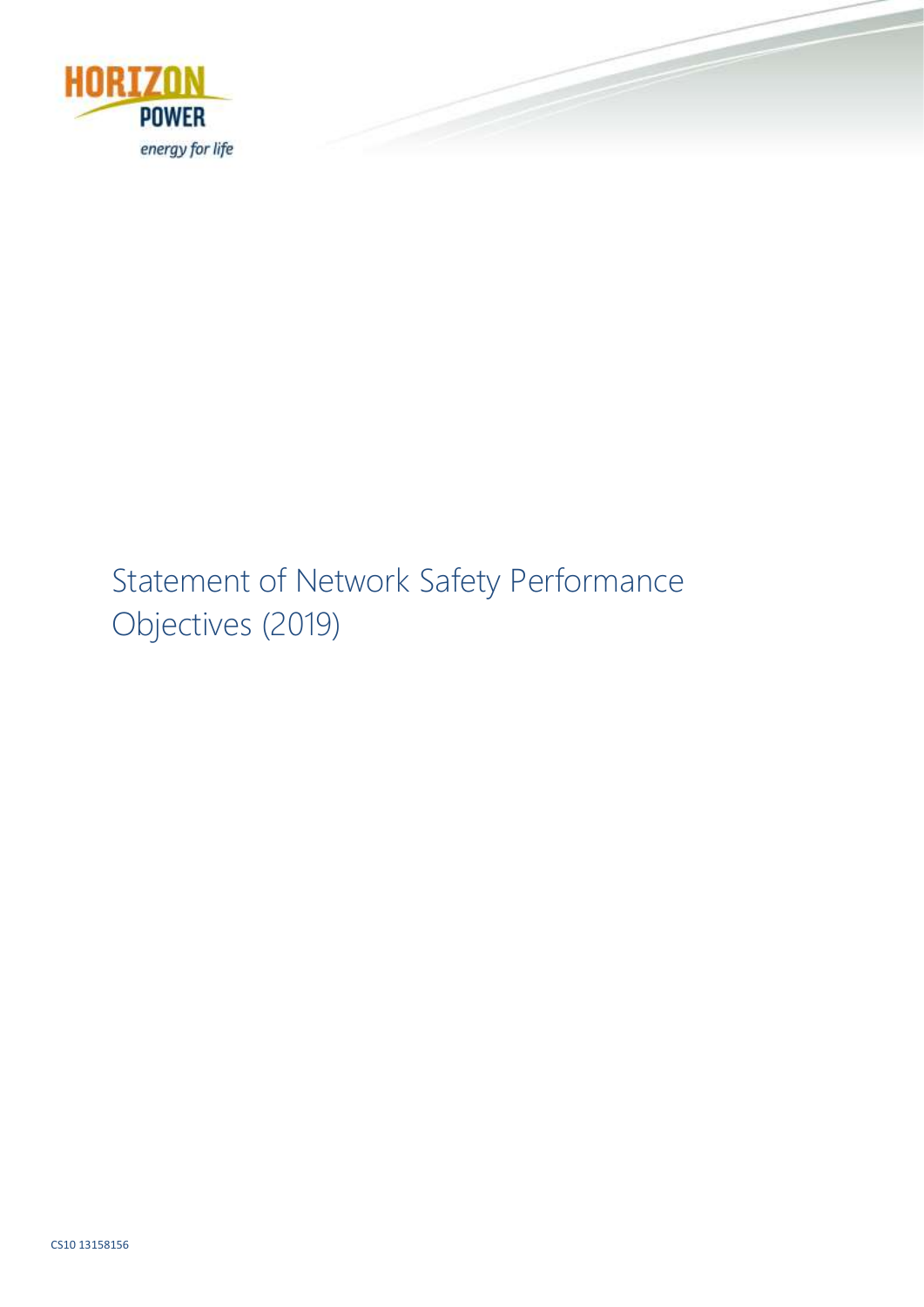# Statement of Network Safety Performance Objectives (2019)

CS10 13158156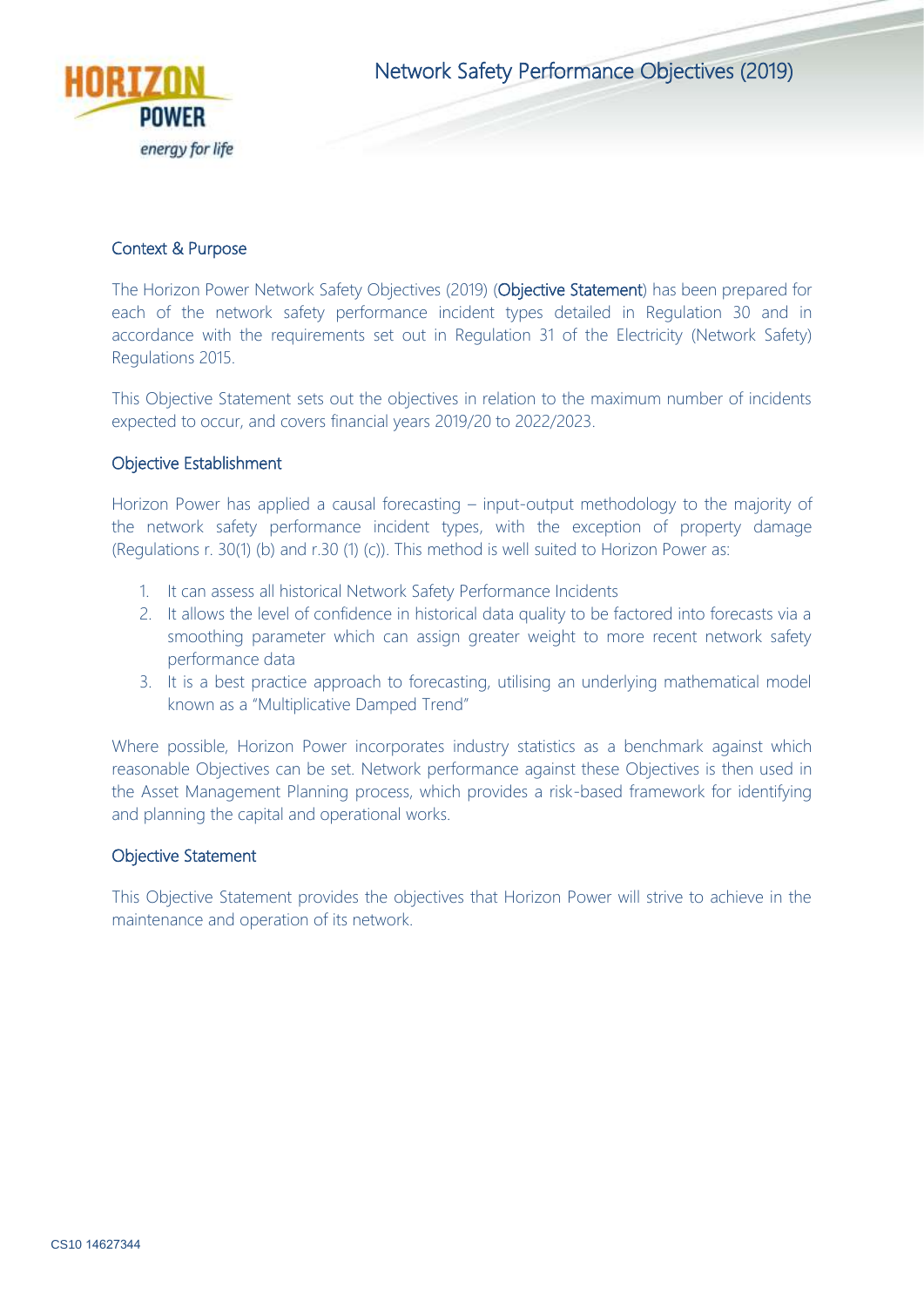# Network Safety Performance Objectives (2019)

## Context & Purpose

The Horizon Power Network Safety Objectives (2019) (**Objective Statement**) has been prepared for each of the network safety performance incident types detailed in Regulation 30 and in accordance with the requirements set out in Regulation 31 of the Electricity (Network Safety) Regulations 2015.

This Objective Statement sets out the objectives in relation to the maximum number of incidents expected to occur, and covers financial years 2019/20 to 2022/2023.

## Objective Establishment

Horizon Power has applied a causal forecasting – input-output methodology to the majority of the network safety performance incident types, with the exception of property damage (Regulations r. 30(1) (b) and r.30 (1) (c)). This method is well suited to Horizon Power as:

1. It can assess all historical Network Safety Performance Incidents
2. It allows the level of confidence in historical data quality to be factored into forecasts via a smoothing parameter which can assign greater weight to more recent network safety performance data
3. It is a best practice approach to forecasting, utilising an underlying mathematical model known as a "Multiplicative Damped Trend"

Where possible, Horizon Power incorporates industry statistics as a benchmark against which reasonable Objectives can be set. Network performance against these Objectives is then used in the Asset Management Planning process, which provides a risk-based framework for identifying and planning the capital and operational works.

## Objective Statement

This Objective Statement provides the objectives that Horizon Power will strive to achieve in the maintenance and operation of its network.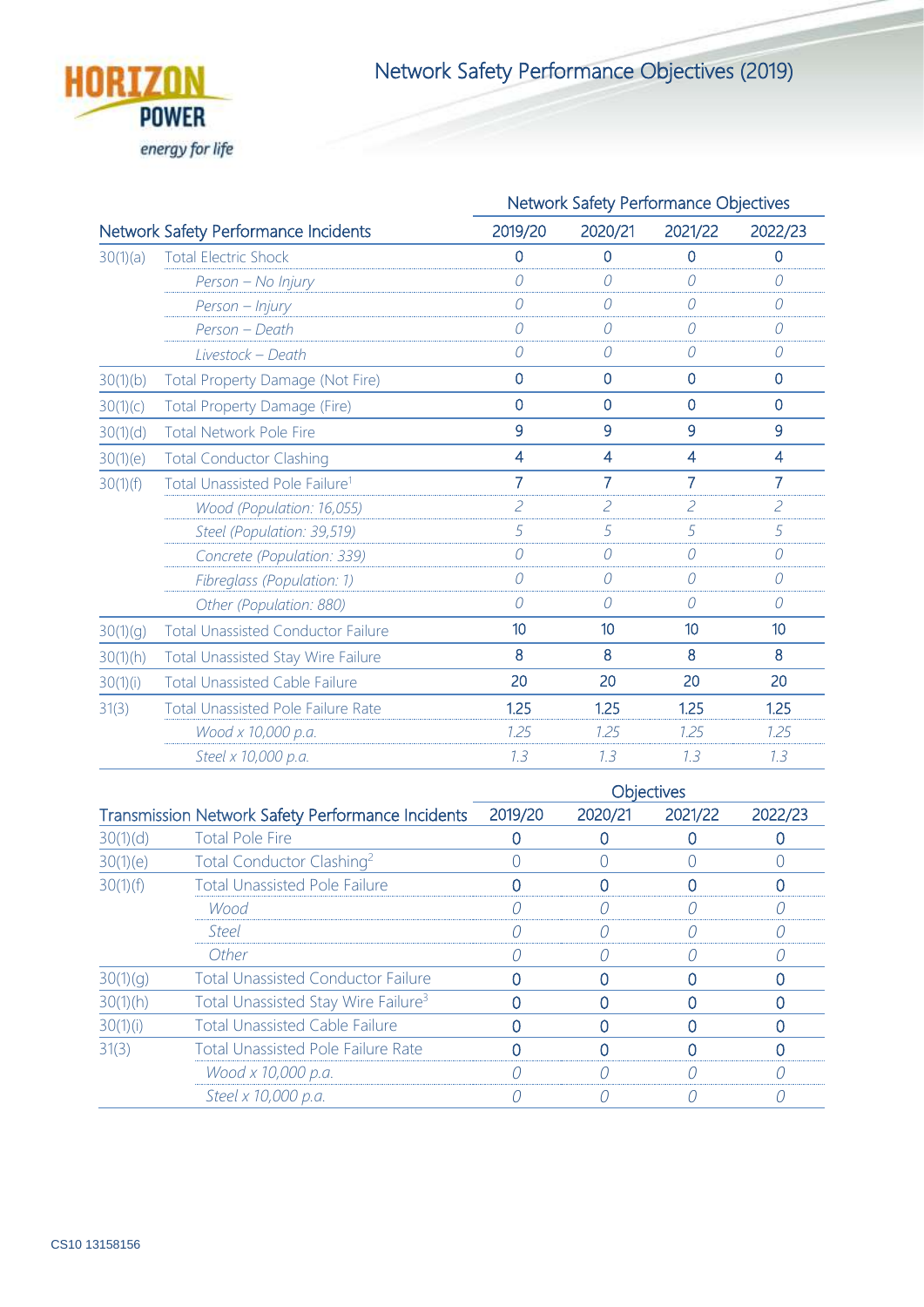# Network Safety Performance Objectives (2019)

| Network Safety Performance Incidents | | Network Safety Performance Objectives | | | |
|---|---|---|---|---|---|
| | | 2019/20 | 2020/21 | 2021/22 | 2022/23 |
| 30(1)(a) | Total Electric Shock | 0 | 0 | 0 | 0 |
| | *Person – No Injury* | *0* | *0* | *0* | *0* |
| | *Person – Injury* | *0* | *0* | *0* | *0* |
| | *Person – Death* | *0* | *0* | *0* | *0* |
| | *Livestock – Death* | *0* | *0* | *0* | *0* |
| 30(1)(b) | Total Property Damage (Not Fire) | 0 | 0 | 0 | 0 |
| 30(1)(c) | Total Property Damage (Fire) | 0 | 0 | 0 | 0 |
| 30(1)(d) | Total Network Pole Fire | 9 | 9 | 9 | 9 |
| 30(1)(e) | Total Conductor Clashing | 4 | 4 | 4 | 4 |
| 30(1)(f) | Total Unassisted Pole Failure[1] | 7 | 7 | 7 | 7 |
| | *Wood (Population: 16,055)* | *2* | *2* | *2* | *2* |
| | *Steel (Population: 39,519)* | *5* | *5* | *5* | *5* |
| | *Concrete (Population: 339)* | *0* | *0* | *0* | *0* |
| | *Fibreglass (Population: 1)* | *0* | *0* | *0* | *0* |
| | *Other (Population: 880)* | *0* | *0* | *0* | *0* |
| 30(1)(g) | Total Unassisted Conductor Failure | 10 | 10 | 10 | 10 |
| 30(1)(h) | Total Unassisted Stay Wire Failure | 8 | 8 | 8 | 8 |
| 30(1)(i) | Total Unassisted Cable Failure | 20 | 20 | 20 | 20 |
| 31(3) | Total Unassisted Pole Failure Rate | 1.25 | 1.25 | 1.25 | 1.25 |
| | *Wood x 10,000 p.a.* | *1.25* | *1.25* | *1.25* | *1.25* |
| | *Steel x 10,000 p.a.* | *1.3* | *1.3* | *1.3* | *1.3* |

| Transmission Network Safety Performance Incidents | | Objectives | | | |
|---|---|---|---|---|---|
| | | 2019/20 | 2020/21 | 2021/22 | 2022/23 |
| 30(1)(d) | Total Pole Fire | 0 | 0 | 0 | 0 |
| 30(1)(e) | Total Conductor Clashing[2] | 0 | 0 | 0 | 0 |
| 30(1)(f) | Total Unassisted Pole Failure | 0 | 0 | 0 | 0 |
| | *Wood* | *0* | *0* | *0* | *0* |
| | *Steel* | *0* | *0* | *0* | *0* |
| | *Other* | *0* | *0* | *0* | *0* |
| 30(1)(g) | Total Unassisted Conductor Failure | 0 | 0 | 0 | 0 |
| 30(1)(h) | Total Unassisted Stay Wire Failure[3] | 0 | 0 | 0 | 0 |
| 30(1)(i) | Total Unassisted Cable Failure | 0 | 0 | 0 | 0 |
| 31(3) | Total Unassisted Pole Failure Rate | 0 | 0 | 0 | 0 |
| | *Wood x 10,000 p.a.* | *0* | *0* | *0* | *0* |
| | *Steel x 10,000 p.a.* | *0* | *0* | *0* | *0* |

CS10 13158156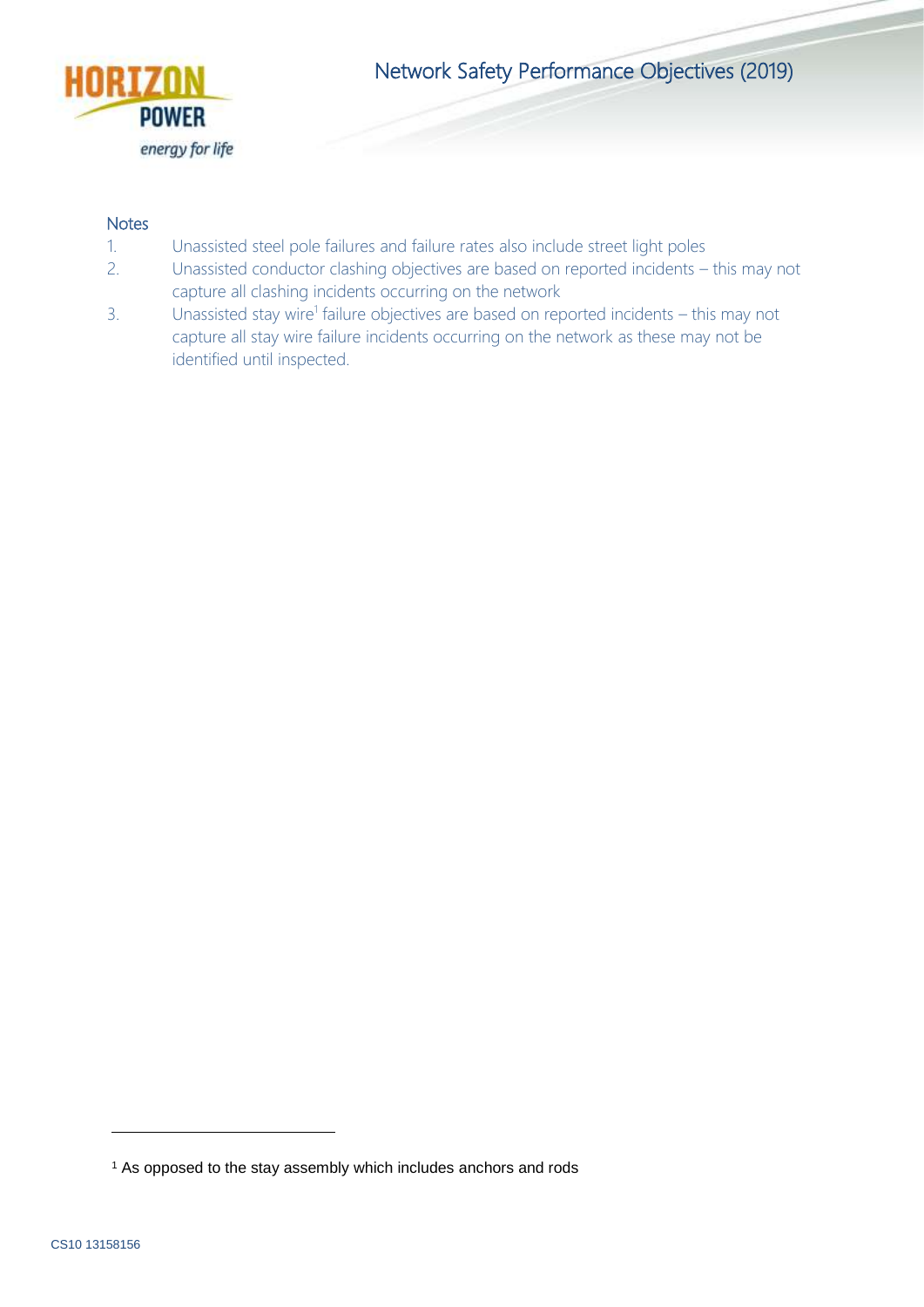## Notes

1. Unassisted steel pole failures and failure rates also include street light poles
2. Unassisted conductor clashing objectives are based on reported incidents – this may not capture all clashing incidents occurring on the network
3. Unassisted stay wire[1] failure objectives are based on reported incidents – this may not capture all stay wire failure incidents occurring on the network as these may not be identified until inspected.

[1] As opposed to the stay assembly which includes anchors and rods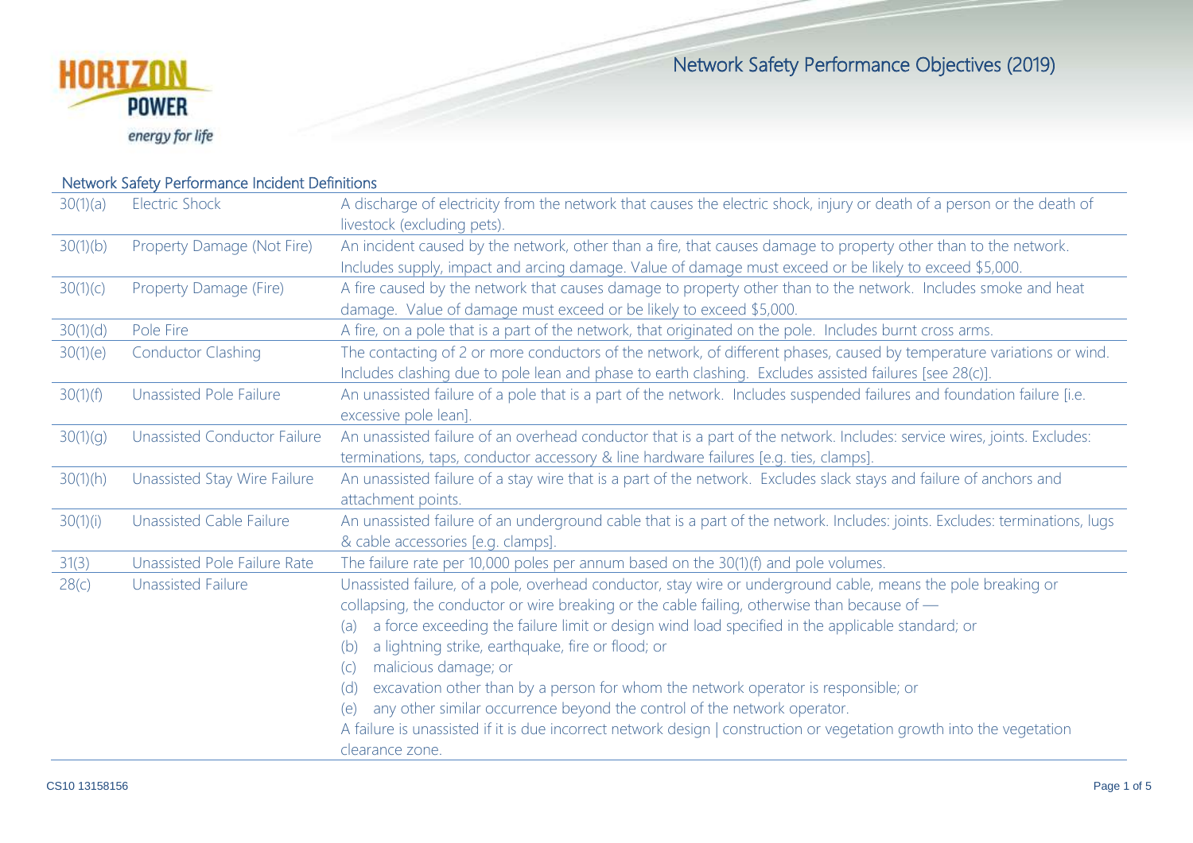# Network Safety Performance Objectives (2019)

## Network Safety Performance Incident Definitions

| | | |
|---|---|---|
| 30(1)(a) | Electric Shock | A discharge of electricity from the network that causes the electric shock, injury or death of a person or the death of livestock (excluding pets). |
| 30(1)(b) | Property Damage (Not Fire) | An incident caused by the network, other than a fire, that causes damage to property other than to the network. Includes supply, impact and arcing damage. Value of damage must exceed or be likely to exceed $5,000. |
| 30(1)(c) | Property Damage (Fire) | A fire caused by the network that causes damage to property other than to the network. Includes smoke and heat damage. Value of damage must exceed or be likely to exceed $5,000. |
| 30(1)(d) | Pole Fire | A fire, on a pole that is a part of the network, that originated on the pole. Includes burnt cross arms. |
| 30(1)(e) | Conductor Clashing | The contacting of 2 or more conductors of the network, of different phases, caused by temperature variations or wind. Includes clashing due to pole lean and phase to earth clashing. Excludes assisted failures [see 28(c)]. |
| 30(1)(f) | Unassisted Pole Failure | An unassisted failure of a pole that is a part of the network. Includes suspended failures and foundation failure [i.e. excessive pole lean]. |
| 30(1)(g) | Unassisted Conductor Failure | An unassisted failure of an overhead conductor that is a part of the network. Includes: service wires, joints. Excludes: terminations, taps, conductor accessory & line hardware failures [e.g. ties, clamps]. |
| 30(1)(h) | Unassisted Stay Wire Failure | An unassisted failure of a stay wire that is a part of the network. Excludes slack stays and failure of anchors and attachment points. |
| 30(1)(i) | Unassisted Cable Failure | An unassisted failure of an underground cable that is a part of the network. Includes: joints. Excludes: terminations, lugs & cable accessories [e.g. clamps]. |
| 31(3) | Unassisted Pole Failure Rate | The failure rate per 10,000 poles per annum based on the 30(1)(f) and pole volumes. |
| 28(c) | Unassisted Failure | Unassisted failure, of a pole, overhead conductor, stay wire or underground cable, means the pole breaking or collapsing, the conductor or wire breaking or the cable failing, otherwise than because of — (a) a force exceeding the failure limit or design wind load specified in the applicable standard; or (b) a lightning strike, earthquake, fire or flood; or (c) malicious damage; or (d) excavation other than by a person for whom the network operator is responsible; or (e) any other similar occurrence beyond the control of the network operator. A failure is unassisted if it is due incorrect network design \| construction or vegetation growth into the vegetation clearance zone. |

CS10 13158156